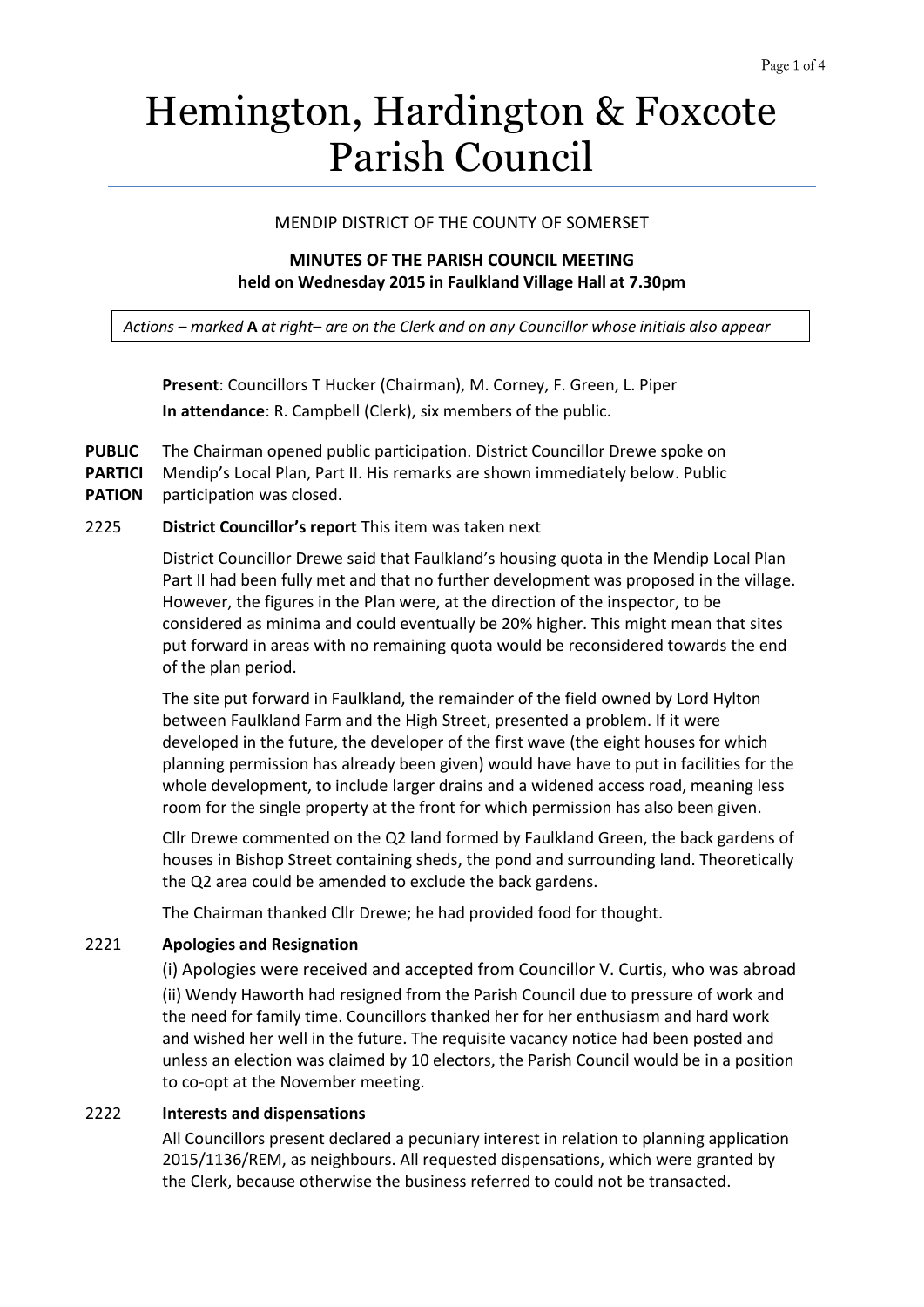# Hemington, Hardington & Foxcote Parish Council

MENDIP DISTRICT OF THE COUNTY OF SOMERSET

**MINUTES OF THE PARISH COUNCIL MEETING**
**held on Wednesday 2015 in Faulkland Village Hall at 7.30pm**

*Actions – marked* **A** *at right– are on the Clerk and on any Councillor whose initials also appear*

**Present**: Councillors T Hucker (Chairman), M. Corney, F. Green, L. Piper
**In attendance**: R. Campbell (Clerk), six members of the public.

**PUBLIC PARTICIPATION** The Chairman opened public participation. District Councillor Drewe spoke on Mendip's Local Plan, Part II. His remarks are shown immediately below. Public participation was closed.

2225 **District Councillor's report** This item was taken next

District Councillor Drewe said that Faulkland's housing quota in the Mendip Local Plan Part II had been fully met and that no further development was proposed in the village. However, the figures in the Plan were, at the direction of the inspector, to be considered as minima and could eventually be 20% higher. This might mean that sites put forward in areas with no remaining quota would be reconsidered towards the end of the plan period.

The site put forward in Faulkland, the remainder of the field owned by Lord Hylton between Faulkland Farm and the High Street, presented a problem. If it were developed in the future, the developer of the first wave (the eight houses for which planning permission has already been given) would have have to put in facilities for the whole development, to include larger drains and a widened access road, meaning less room for the single property at the front for which permission has also been given.

Cllr Drewe commented on the Q2 land formed by Faulkland Green, the back gardens of houses in Bishop Street containing sheds, the pond and surrounding land. Theoretically the Q2 area could be amended to exclude the back gardens.

The Chairman thanked Cllr Drewe; he had provided food for thought.

2221 **Apologies and Resignation**

(i) Apologies were received and accepted from Councillor V. Curtis, who was abroad

(ii) Wendy Haworth had resigned from the Parish Council due to pressure of work and the need for family time. Councillors thanked her for her enthusiasm and hard work and wished her well in the future. The requisite vacancy notice had been posted and unless an election was claimed by 10 electors, the Parish Council would be in a position to co-opt at the November meeting.

2222 **Interests and dispensations**

All Councillors present declared a pecuniary interest in relation to planning application 2015/1136/REM, as neighbours. All requested dispensations, which were granted by the Clerk, because otherwise the business referred to could not be transacted.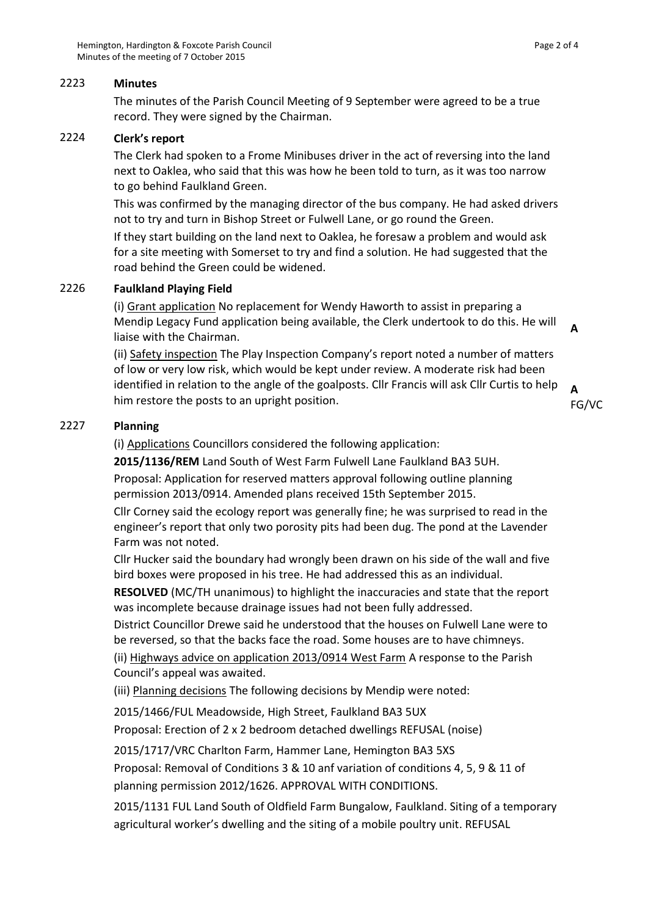## 2223 Minutes

The minutes of the Parish Council Meeting of 9 September were agreed to be a true record. They were signed by the Chairman.

## 2224 Clerk's report

The Clerk had spoken to a Frome Minibuses driver in the act of reversing into the land next to Oaklea, who said that this was how he been told to turn, as it was too narrow to go behind Faulkland Green.

This was confirmed by the managing director of the bus company. He had asked drivers not to try and turn in Bishop Street or Fulwell Lane, or go round the Green.

If they start building on the land next to Oaklea, he foresaw a problem and would ask for a site meeting with Somerset to try and find a solution. He had suggested that the road behind the Green could be widened.

## 2226 Faulkland Playing Field

(i) Grant application No replacement for Wendy Haworth to assist in preparing a Mendip Legacy Fund application being available, the Clerk undertook to do this. He will liaise with the Chairman. **A**

(ii) Safety inspection The Play Inspection Company's report noted a number of matters of low or very low risk, which would be kept under review. A moderate risk had been identified in relation to the angle of the goalposts. Cllr Francis will ask Cllr Curtis to help him restore the posts to an upright position. **A** FG/VC

## 2227 Planning

(i) Applications Councillors considered the following application:

**2015/1136/REM** Land South of West Farm Fulwell Lane Faulkland BA3 5UH.

Proposal: Application for reserved matters approval following outline planning permission 2013/0914. Amended plans received 15th September 2015.

Cllr Corney said the ecology report was generally fine; he was surprised to read in the engineer's report that only two porosity pits had been dug. The pond at the Lavender Farm was not noted.

Cllr Hucker said the boundary had wrongly been drawn on his side of the wall and five bird boxes were proposed in his tree. He had addressed this as an individual.

**RESOLVED** (MC/TH unanimous) to highlight the inaccuracies and state that the report was incomplete because drainage issues had not been fully addressed.

District Councillor Drewe said he understood that the houses on Fulwell Lane were to be reversed, so that the backs face the road. Some houses are to have chimneys.

(ii) Highways advice on application 2013/0914 West Farm A response to the Parish Council's appeal was awaited.

(iii) Planning decisions The following decisions by Mendip were noted:

2015/1466/FUL Meadowside, High Street, Faulkland BA3 5UX

Proposal: Erection of 2 x 2 bedroom detached dwellings REFUSAL (noise)

2015/1717/VRC Charlton Farm, Hammer Lane, Hemington BA3 5XS

Proposal: Removal of Conditions 3 & 10 anf variation of conditions 4, 5, 9 & 11 of planning permission 2012/1626. APPROVAL WITH CONDITIONS.

2015/1131 FUL Land South of Oldfield Farm Bungalow, Faulkland. Siting of a temporary agricultural worker's dwelling and the siting of a mobile poultry unit. REFUSAL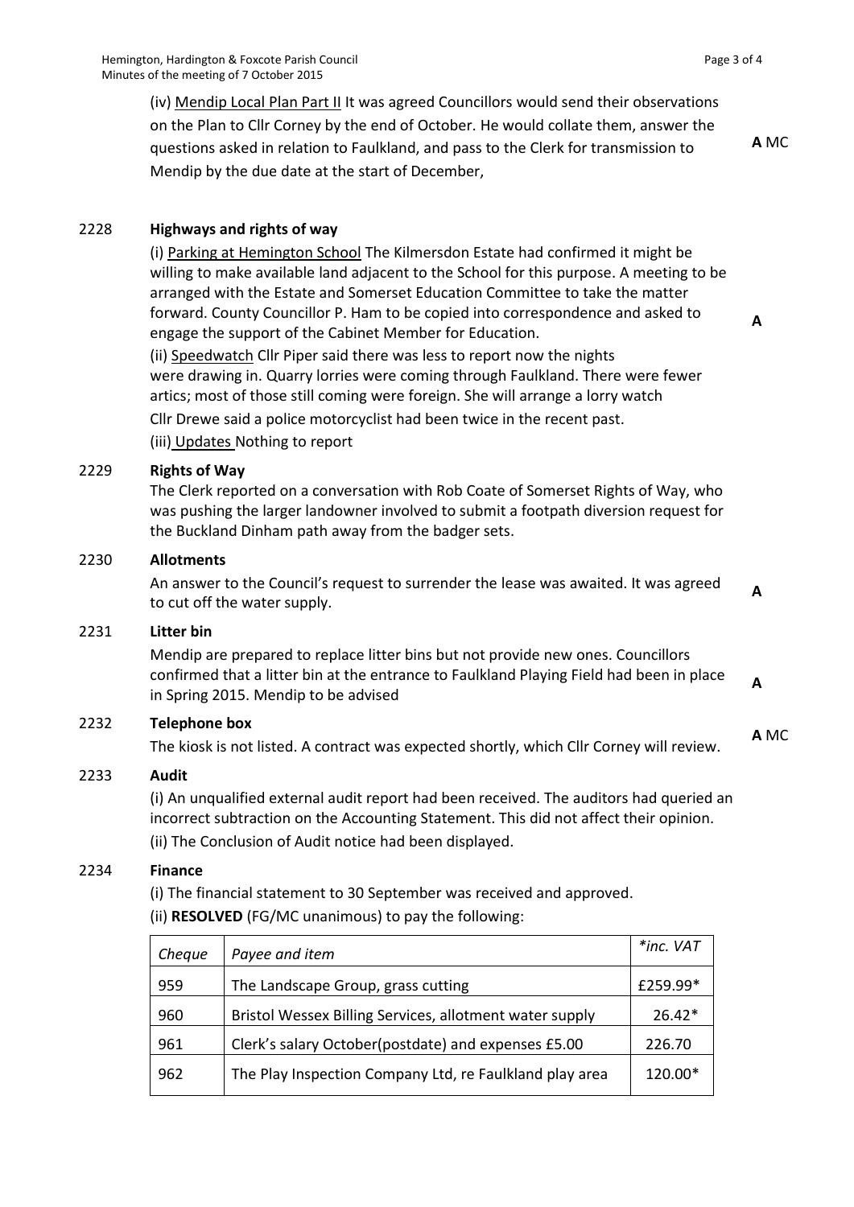(iv) Mendip Local Plan Part II It was agreed Councillors would send their observations on the Plan to Cllr Corney by the end of October. He would collate them, answer the questions asked in relation to Faulkland, and pass to the Clerk for transmission to Mendip by the due date at the start of December, **A** MC

2228 **Highways and rights of way**

(i) Parking at Hemington School The Kilmersdon Estate had confirmed it might be willing to make available land adjacent to the School for this purpose. A meeting to be arranged with the Estate and Somerset Education Committee to take the matter forward. County Councillor P. Ham to be copied into correspondence and asked to engage the support of the Cabinet Member for Education. **A**

(ii) Speedwatch Cllr Piper said there was less to report now the nights were drawing in. Quarry lorries were coming through Faulkland. There were fewer artics; most of those still coming were foreign. She will arrange a lorry watch

Cllr Drewe said a police motorcyclist had been twice in the recent past.

(iii) Updates Nothing to report

2229 **Rights of Way**

The Clerk reported on a conversation with Rob Coate of Somerset Rights of Way, who was pushing the larger landowner involved to submit a footpath diversion request for the Buckland Dinham path away from the badger sets.

2230 **Allotments**

An answer to the Council's request to surrender the lease was awaited. It was agreed to cut off the water supply. **A**

2231 **Litter bin**

Mendip are prepared to replace litter bins but not provide new ones. Councillors confirmed that a litter bin at the entrance to Faulkland Playing Field had been in place in Spring 2015. Mendip to be advised **A**

2232 **Telephone box**

The kiosk is not listed. A contract was expected shortly, which Cllr Corney will review. **A** MC

2233 **Audit**

(i) An unqualified external audit report had been received. The auditors had queried an incorrect subtraction on the Accounting Statement. This did not affect their opinion.

(ii) The Conclusion of Audit notice had been displayed.

2234 **Finance**

(i) The financial statement to 30 September was received and approved.

(ii) **RESOLVED** (FG/MC unanimous) to pay the following:

| *Cheque* | *Payee and item* | **inc. VAT* |
|---|---|---|
| 959 | The Landscape Group, grass cutting | £259.99* |
| 960 | Bristol Wessex Billing Services, allotment water supply | 26.42* |
| 961 | Clerk's salary October(postdate) and expenses £5.00 | 226.70 |
| 962 | The Play Inspection Company Ltd, re Faulkland play area | 120.00* |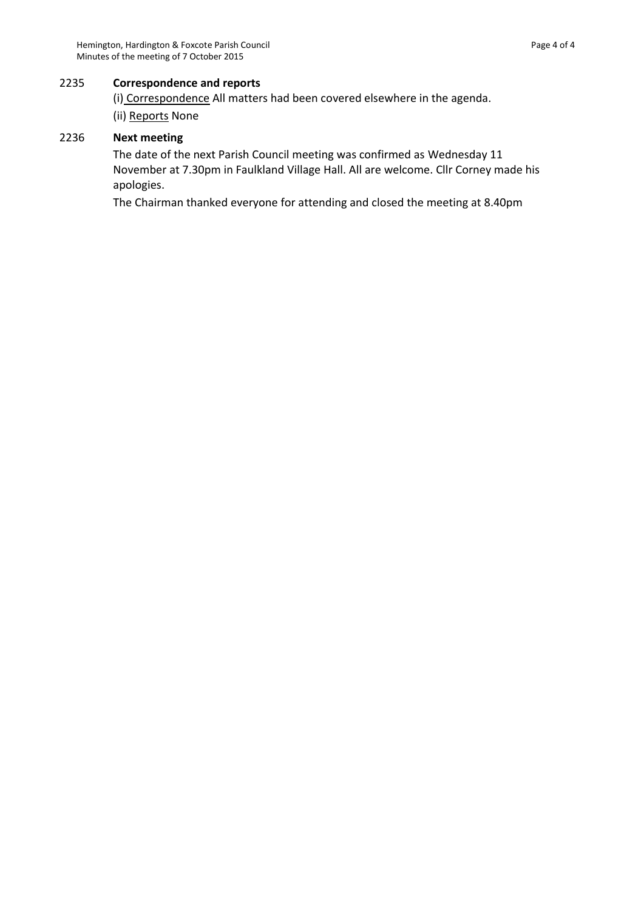2235 **Correspondence and reports**

(i) Correspondence All matters had been covered elsewhere in the agenda.

(ii) Reports None

2236 **Next meeting**

The date of the next Parish Council meeting was confirmed as Wednesday 11 November at 7.30pm in Faulkland Village Hall. All are welcome. Cllr Corney made his apologies.

The Chairman thanked everyone for attending and closed the meeting at 8.40pm